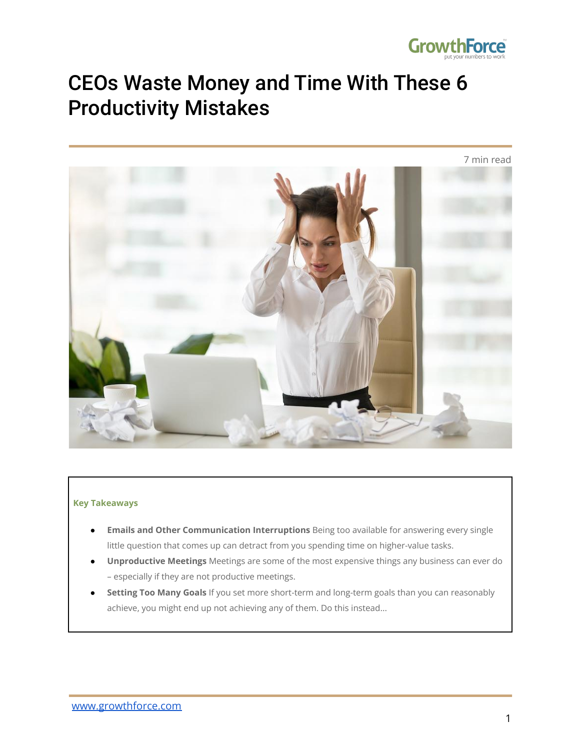# CEOs Waste Money and Time With These 6 Productivity Mistakes

7 min read

**Key Takeaways**

- **Emails and Other Communication Interruptions** Being too available for answering every single little question that comes up can detract from you spending time on higher-value tasks.
- **Unproductive Meetings** Meetings are some of the most expensive things any business can ever do – especially if they are not productive meetings.
- **Setting Too Many Goals** If you set more short-term and long-term goals than you can reasonably achieve, you might end up not achieving any of them. Do this instead...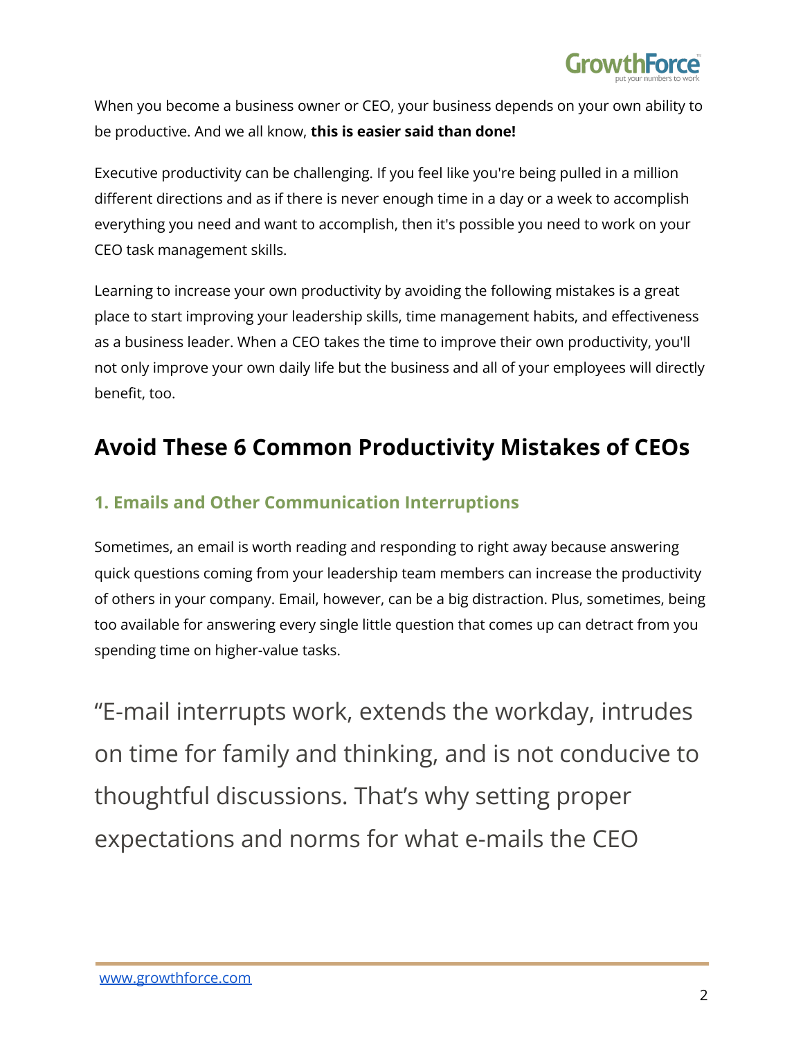When you become a business owner or CEO, your business depends on your own ability to be productive. And we all know, **this is easier said than done!**

Executive productivity can be challenging. If you feel like you're being pulled in a million different directions and as if there is never enough time in a day or a week to accomplish everything you need and want to accomplish, then it's possible you need to work on your CEO task management skills.

Learning to increase your own productivity by avoiding the following mistakes is a great place to start improving your leadership skills, time management habits, and effectiveness as a business leader. When a CEO takes the time to improve their own productivity, you'll not only improve your own daily life but the business and all of your employees will directly benefit, too.

## Avoid These 6 Common Productivity Mistakes of CEOs

### 1. Emails and Other Communication Interruptions

Sometimes, an email is worth reading and responding to right away because answering quick questions coming from your leadership team members can increase the productivity of others in your company. Email, however, can be a big distraction. Plus, sometimes, being too available for answering every single little question that comes up can detract from you spending time on higher-value tasks.

> “E-mail interrupts work, extends the workday, intrudes on time for family and thinking, and is not conducive to thoughtful discussions. That’s why setting proper expectations and norms for what e-mails the CEO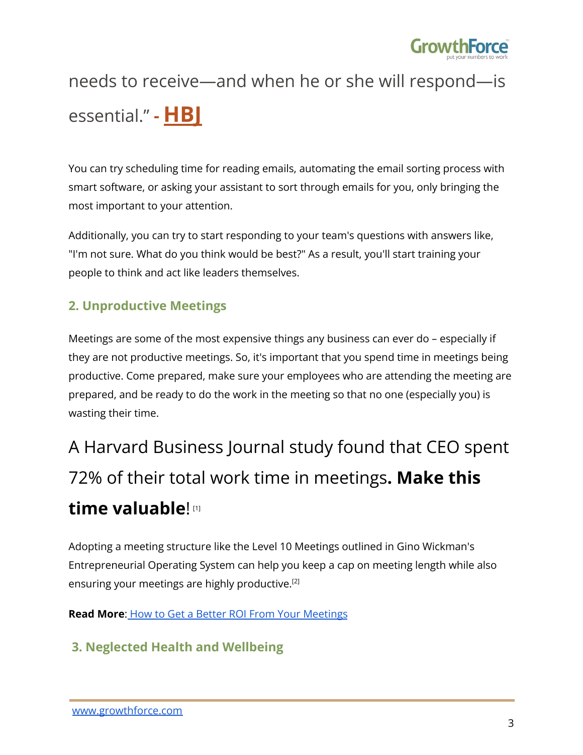needs to receive—and when he or she will respond—is essential." - **HBJ**

You can try scheduling time for reading emails, automating the email sorting process with smart software, or asking your assistant to sort through emails for you, only bringing the most important to your attention.

Additionally, you can try to start responding to your team's questions with answers like, "I'm not sure. What do you think would be best?" As a result, you'll start training your people to think and act like leaders themselves.

### 2. Unproductive Meetings

Meetings are some of the most expensive things any business can ever do – especially if they are not productive meetings. So, it's important that you spend time in meetings being productive. Come prepared, make sure your employees who are attending the meeting are prepared, and be ready to do the work in the meeting so that no one (especially you) is wasting their time.

A Harvard Business Journal study found that CEO spent 72% of their total work time in meetings**. Make this time valuable**! [1]

Adopting a meeting structure like the Level 10 Meetings outlined in Gino Wickman's Entrepreneurial Operating System can help you keep a cap on meeting length while also ensuring your meetings are highly productive.[2]

**Read More**: How to Get a Better ROI From Your Meetings

### 3. Neglected Health and Wellbeing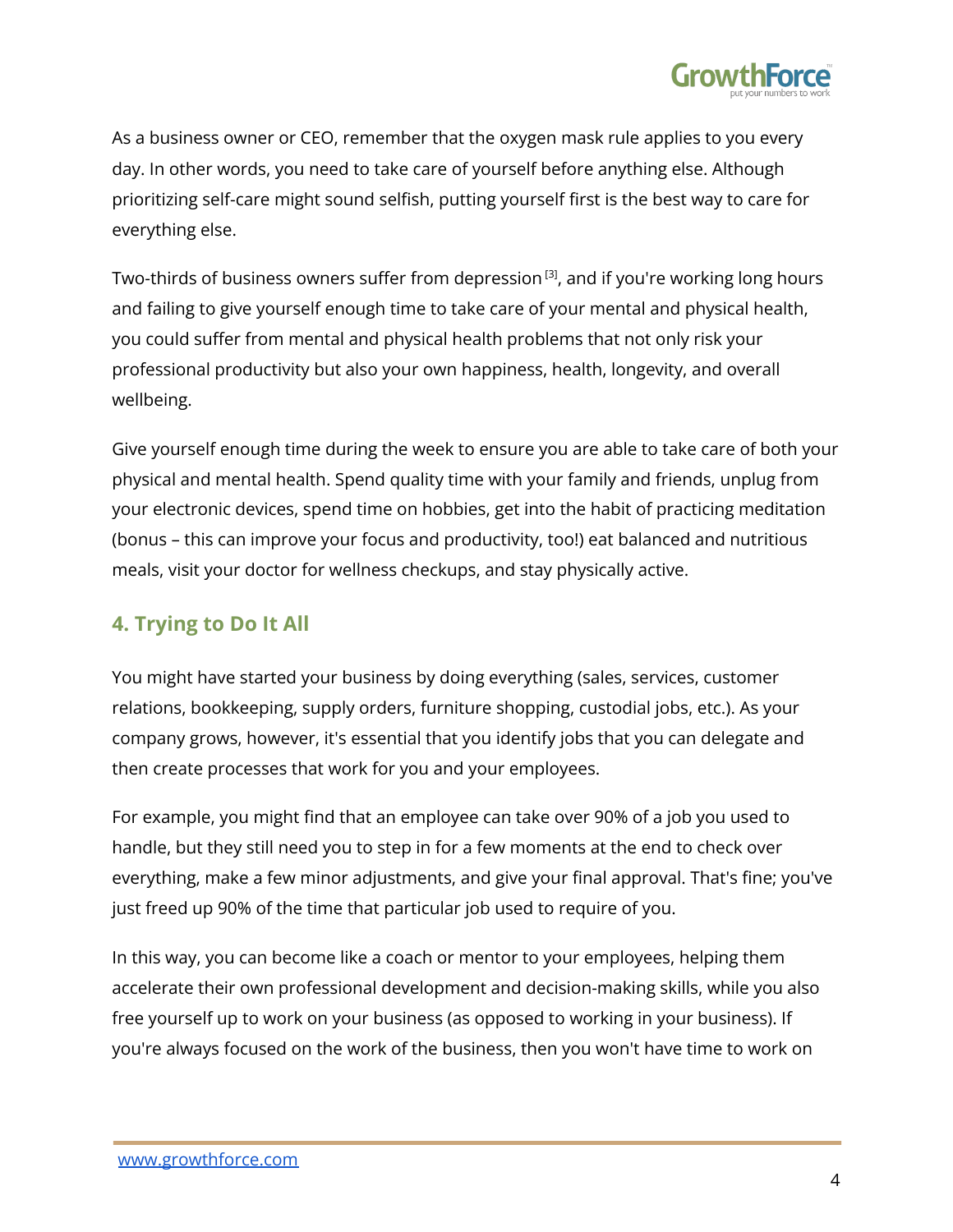As a business owner or CEO, remember that the oxygen mask rule applies to you every day. In other words, you need to take care of yourself before anything else. Although prioritizing self-care might sound selfish, putting yourself first is the best way to care for everything else.

Two-thirds of business owners suffer from depression [3], and if you're working long hours and failing to give yourself enough time to take care of your mental and physical health, you could suffer from mental and physical health problems that not only risk your professional productivity but also your own happiness, health, longevity, and overall wellbeing.

Give yourself enough time during the week to ensure you are able to take care of both your physical and mental health. Spend quality time with your family and friends, unplug from your electronic devices, spend time on hobbies, get into the habit of practicing meditation (bonus – this can improve your focus and productivity, too!) eat balanced and nutritious meals, visit your doctor for wellness checkups, and stay physically active.

## 4. Trying to Do It All

You might have started your business by doing everything (sales, services, customer relations, bookkeeping, supply orders, furniture shopping, custodial jobs, etc.). As your company grows, however, it's essential that you identify jobs that you can delegate and then create processes that work for you and your employees.

For example, you might find that an employee can take over 90% of a job you used to handle, but they still need you to step in for a few moments at the end to check over everything, make a few minor adjustments, and give your final approval. That's fine; you've just freed up 90% of the time that particular job used to require of you.

In this way, you can become like a coach or mentor to your employees, helping them accelerate their own professional development and decision-making skills, while you also free yourself up to work on your business (as opposed to working in your business). If you're always focused on the work of the business, then you won't have time to work on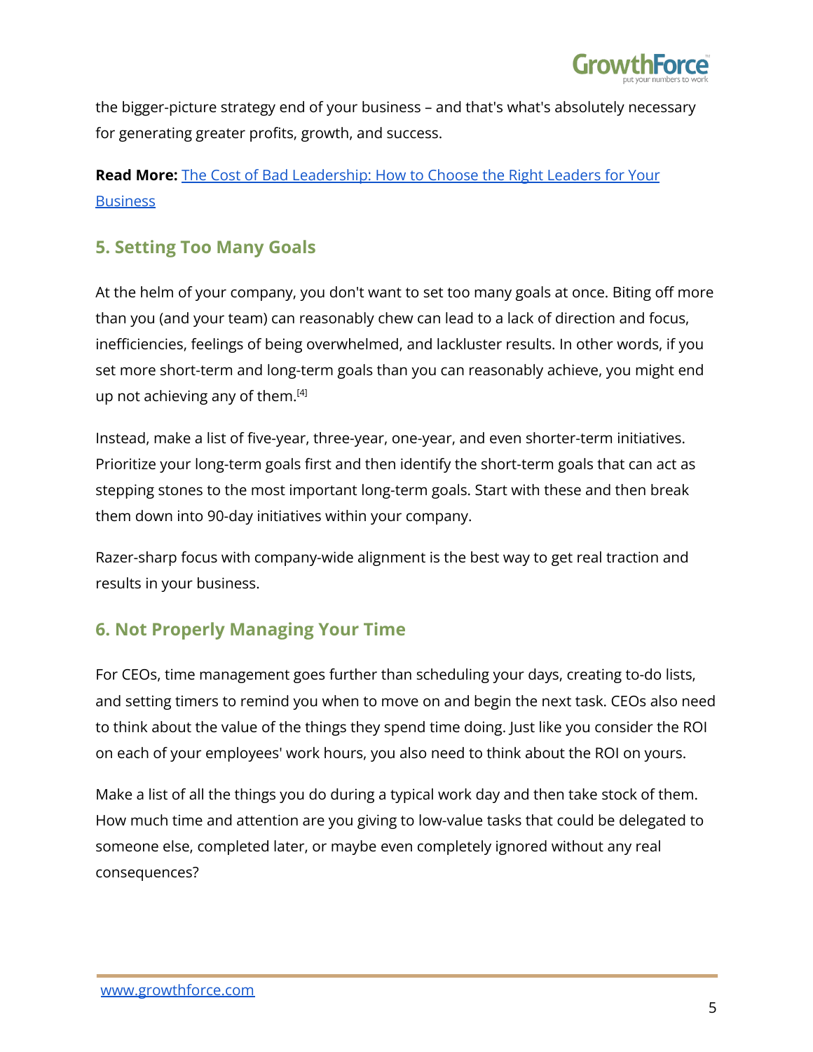the bigger-picture strategy end of your business – and that's what's absolutely necessary for generating greater profits, growth, and success.

**Read More:** [The Cost of Bad Leadership: How to Choose the Right Leaders for Your Business]()

## 5. Setting Too Many Goals

At the helm of your company, you don't want to set too many goals at once. Biting off more than you (and your team) can reasonably chew can lead to a lack of direction and focus, inefficiencies, feelings of being overwhelmed, and lackluster results. In other words, if you set more short-term and long-term goals than you can reasonably achieve, you might end up not achieving any of them.[4]

Instead, make a list of five-year, three-year, one-year, and even shorter-term initiatives. Prioritize your long-term goals first and then identify the short-term goals that can act as stepping stones to the most important long-term goals. Start with these and then break them down into 90-day initiatives within your company.

Razer-sharp focus with company-wide alignment is the best way to get real traction and results in your business.

## 6. Not Properly Managing Your Time

For CEOs, time management goes further than scheduling your days, creating to-do lists, and setting timers to remind you when to move on and begin the next task. CEOs also need to think about the value of the things they spend time doing. Just like you consider the ROI on each of your employees' work hours, you also need to think about the ROI on yours.

Make a list of all the things you do during a typical work day and then take stock of them. How much time and attention are you giving to low-value tasks that could be delegated to someone else, completed later, or maybe even completely ignored without any real consequences?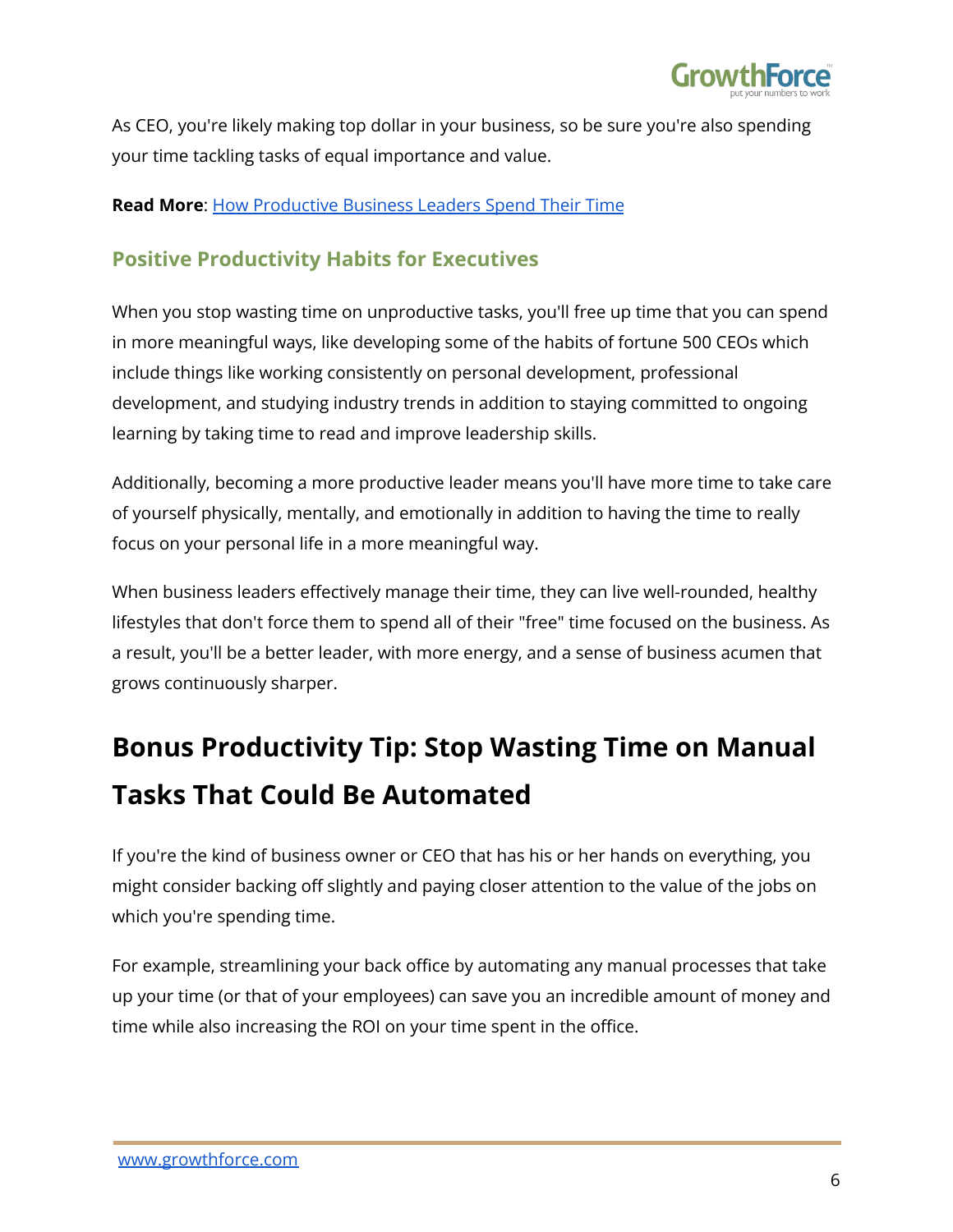As CEO, you're likely making top dollar in your business, so be sure you're also spending your time tackling tasks of equal importance and value.

**Read More**: How Productive Business Leaders Spend Their Time

### Positive Productivity Habits for Executives

When you stop wasting time on unproductive tasks, you'll free up time that you can spend in more meaningful ways, like developing some of the habits of fortune 500 CEOs which include things like working consistently on personal development, professional development, and studying industry trends in addition to staying committed to ongoing learning by taking time to read and improve leadership skills.

Additionally, becoming a more productive leader means you'll have more time to take care of yourself physically, mentally, and emotionally in addition to having the time to really focus on your personal life in a more meaningful way.

When business leaders effectively manage their time, they can live well-rounded, healthy lifestyles that don't force them to spend all of their "free" time focused on the business. As a result, you'll be a better leader, with more energy, and a sense of business acumen that grows continuously sharper.

## Bonus Productivity Tip: Stop Wasting Time on Manual Tasks That Could Be Automated

If you're the kind of business owner or CEO that has his or her hands on everything, you might consider backing off slightly and paying closer attention to the value of the jobs on which you're spending time.

For example, streamlining your back office by automating any manual processes that take up your time (or that of your employees) can save you an incredible amount of money and time while also increasing the ROI on your time spent in the office.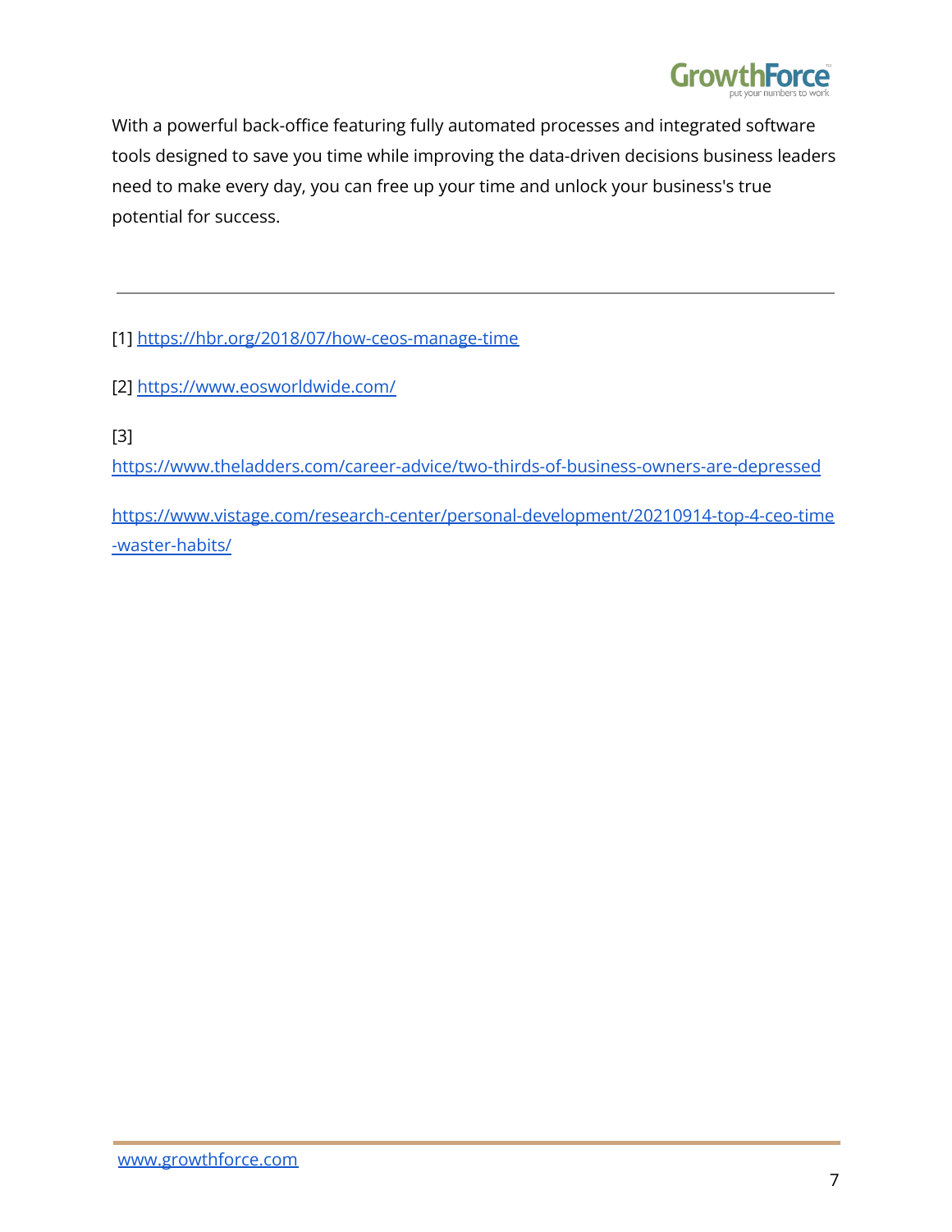With a powerful back-office featuring fully automated processes and integrated software tools designed to save you time while improving the data-driven decisions business leaders need to make every day, you can free up your time and unlock your business's true potential for success.

---

[1] https://hbr.org/2018/07/how-ceos-manage-time

[2] https://www.eosworldwide.com/

[3] https://www.theladders.com/career-advice/two-thirds-of-business-owners-are-depressed

https://www.vistage.com/research-center/personal-development/20210914-top-4-ceo-time-waster-habits/